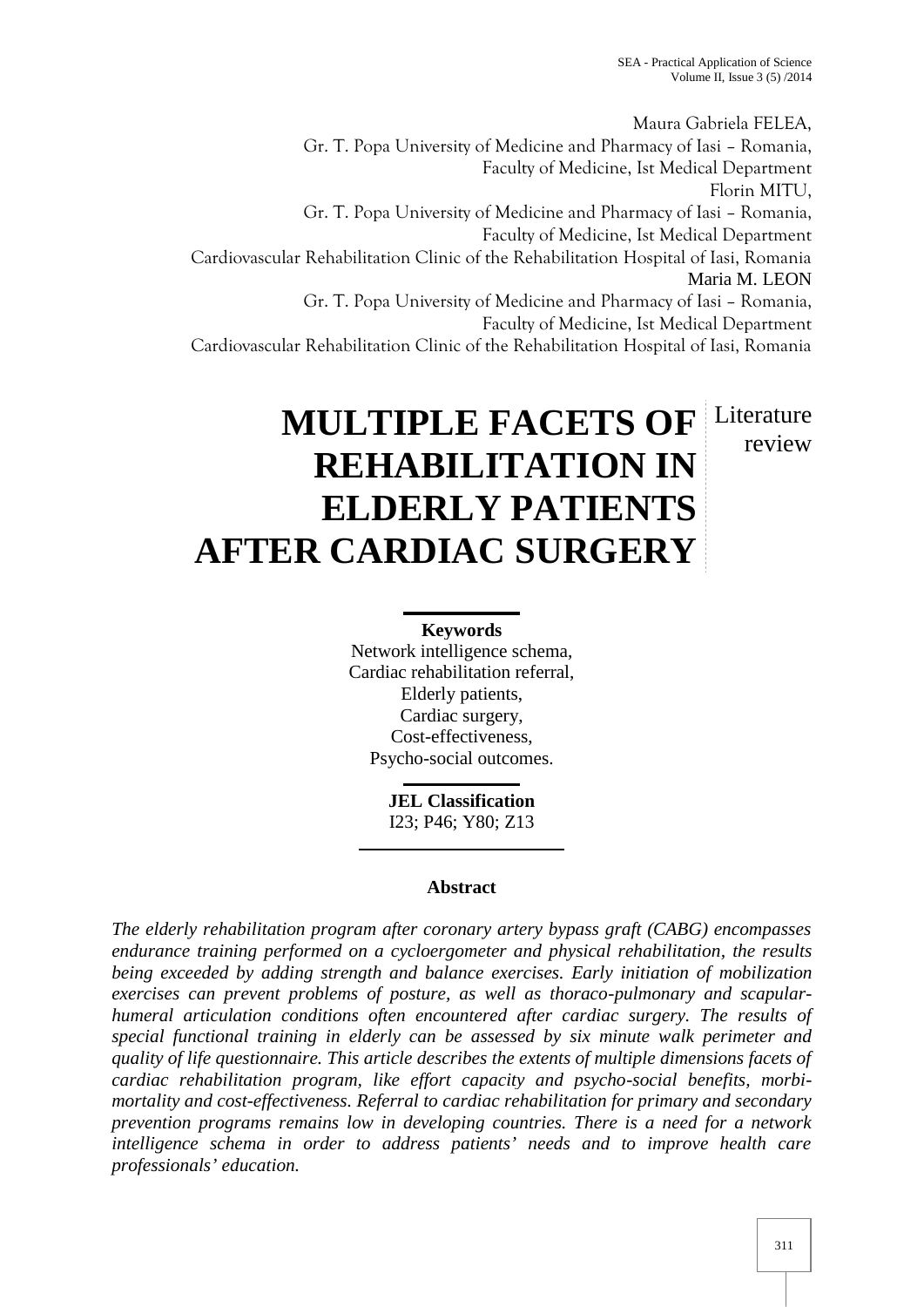Maura Gabriela FELEA,
Gr. T. Popa University of Medicine and Pharmacy of Iasi – Romania,
Faculty of Medicine, Ist Medical Department

Florin MITU,
Gr. T. Popa University of Medicine and Pharmacy of Iasi – Romania,
Faculty of Medicine, Ist Medical Department
Cardiovascular Rehabilitation Clinic of the Rehabilitation Hospital of Iasi, Romania

Maria M. LEON
Gr. T. Popa University of Medicine and Pharmacy of Iasi – Romania,
Faculty of Medicine, Ist Medical Department
Cardiovascular Rehabilitation Clinic of the Rehabilitation Hospital of Iasi, Romania

# MULTIPLE FACETS OF REHABILITATION IN ELDERLY PATIENTS AFTER CARDIAC SURGERY

Literature review

**Keywords**
Network intelligence schema,
Cardiac rehabilitation referral,
Elderly patients,
Cardiac surgery,
Cost-effectiveness,
Psycho-social outcomes.

**JEL Classification**
I23; P46; Y80; Z13

**Abstract**

*The elderly rehabilitation program after coronary artery bypass graft (CABG) encompasses endurance training performed on a cycloergometer and physical rehabilitation, the results being exceeded by adding strength and balance exercises. Early initiation of mobilization exercises can prevent problems of posture, as well as thoraco-pulmonary and scapular-humeral articulation conditions often encountered after cardiac surgery. The results of special functional training in elderly can be assessed by six minute walk perimeter and quality of life questionnaire. This article describes the extents of multiple dimensions facets of cardiac rehabilitation program, like effort capacity and psycho-social benefits, morbi-mortality and cost-effectiveness. Referral to cardiac rehabilitation for primary and secondary prevention programs remains low in developing countries. There is a need for a network intelligence schema in order to address patients' needs and to improve health care professionals' education.*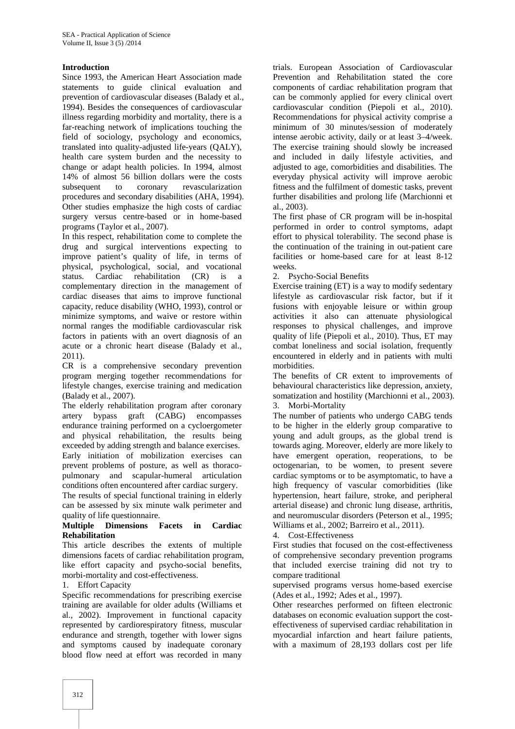## Introduction

Since 1993, the American Heart Association made statements to guide clinical evaluation and prevention of cardiovascular diseases (Balady et al., 1994). Besides the consequences of cardiovascular illness regarding morbidity and mortality, there is a far-reaching network of implications touching the field of sociology, psychology and economics, translated into quality-adjusted life-years (QALY), health care system burden and the necessity to change or adapt health policies. In 1994, almost 14% of almost 56 billion dollars were the costs subsequent to coronary revascularization procedures and secondary disabilities (AHA, 1994). Other studies emphasize the high costs of cardiac surgery versus centre-based or in home-based programs (Taylor et al., 2007).

In this respect, rehabilitation come to complete the drug and surgical interventions expecting to improve patient's quality of life, in terms of physical, psychological, social, and vocational status. Cardiac rehabilitation (CR) is a complementary direction in the management of cardiac diseases that aims to improve functional capacity, reduce disability (WHO, 1993), control or minimize symptoms, and waive or restore within normal ranges the modifiable cardiovascular risk factors in patients with an overt diagnosis of an acute or a chronic heart disease (Balady et al., 2011).

CR is a comprehensive secondary prevention program merging together recommendations for lifestyle changes, exercise training and medication (Balady et al., 2007).

The elderly rehabilitation program after coronary artery bypass graft (CABG) encompasses endurance training performed on a cycloergometer and physical rehabilitation, the results being exceeded by adding strength and balance exercises.

Early initiation of mobilization exercises can prevent problems of posture, as well as thoraco-pulmonary and scapular-humeral articulation conditions often encountered after cardiac surgery.

The results of special functional training in elderly can be assessed by six minute walk perimeter and quality of life questionnaire.

## Multiple Dimensions Facets in Cardiac Rehabilitation

This article describes the extents of multiple dimensions facets of cardiac rehabilitation program, like effort capacity and psycho-social benefits, morbi-mortality and cost-effectiveness.

1. Effort Capacity

Specific recommendations for prescribing exercise training are available for older adults (Williams et al., 2002). Improvement in functional capacity represented by cardiorespiratory fitness, muscular endurance and strength, together with lower signs and symptoms caused by inadequate coronary blood flow need at effort was recorded in many trials. European Association of Cardiovascular Prevention and Rehabilitation stated the core components of cardiac rehabilitation program that can be commonly applied for every clinical overt cardiovascular condition (Piepoli et al., 2010). Recommendations for physical activity comprise a minimum of 30 minutes/session of moderately intense aerobic activity, daily or at least 3–4/week. The exercise training should slowly be increased and included in daily lifestyle activities, and adjusted to age, comorbidities and disabilities. The everyday physical activity will improve aerobic fitness and the fulfilment of domestic tasks, prevent further disabilities and prolong life (Marchionni et al., 2003).

The first phase of CR program will be in-hospital performed in order to control symptoms, adapt effort to physical tolerability. The second phase is the continuation of the training in out-patient care facilities or home-based care for at least 8-12 weeks.

2. Psycho-Social Benefits

Exercise training (ET) is a way to modify sedentary lifestyle as cardiovascular risk factor, but if it fusions with enjoyable leisure or within group activities it also can attenuate physiological responses to physical challenges, and improve quality of life (Piepoli et al., 2010). Thus, ET may combat loneliness and social isolation, frequently encountered in elderly and in patients with multi morbidities.

The benefits of CR extent to improvements of behavioural characteristics like depression, anxiety, somatization and hostility (Marchionni et al., 2003).

3. Morbi-Mortality

The number of patients who undergo CABG tends to be higher in the elderly group comparative to young and adult groups, as the global trend is towards aging. Moreover, elderly are more likely to have emergent operation, reoperations, to be octogenarian, to be women, to present severe cardiac symptoms or to be asymptomatic, to have a high frequency of vascular comorbidities (like hypertension, heart failure, stroke, and peripheral arterial disease) and chronic lung disease, arthritis, and neuromuscular disorders (Peterson et al., 1995; Williams et al., 2002; Barreiro et al., 2011).

4. Cost-Effectiveness

First studies that focused on the cost-effectiveness of comprehensive secondary prevention programs that included exercise training did not try to compare traditional supervised programs versus home-based exercise (Ades et al., 1992; Ades et al., 1997).

Other researches performed on fifteen electronic databases on economic evaluation support the cost-effectiveness of supervised cardiac rehabilitation in myocardial infarction and heart failure patients, with a maximum of 28,193 dollars cost per life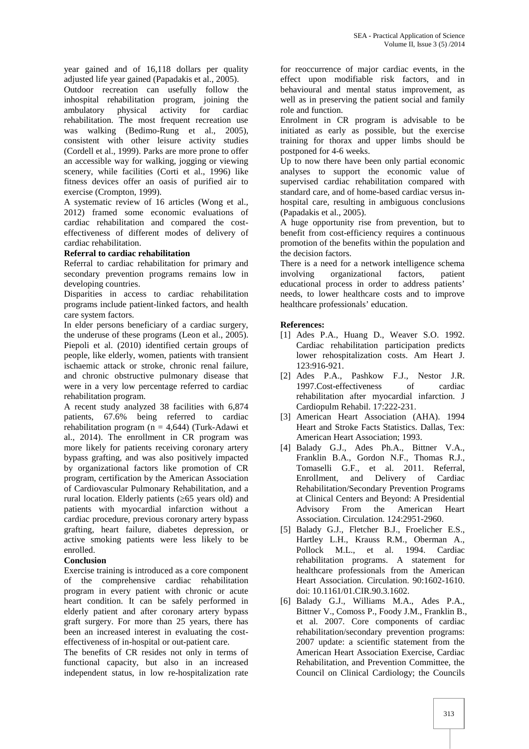year gained and of 16,118 dollars per quality adjusted life year gained (Papadakis et al., 2005).

Outdoor recreation can usefully follow the inhospital rehabilitation program, joining the ambulatory physical activity for cardiac rehabilitation. The most frequent recreation use was walking (Bedimo-Rung et al., 2005), consistent with other leisure activity studies (Cordell et al., 1999). Parks are more prone to offer an accessible way for walking, jogging or viewing scenery, while facilities (Corti et al., 1996) like fitness devices offer an oasis of purified air to exercise (Crompton, 1999).

A systematic review of 16 articles (Wong et al., 2012) framed some economic evaluations of cardiac rehabilitation and compared the cost-effectiveness of different modes of delivery of cardiac rehabilitation.

**Referral to cardiac rehabilitation**

Referral to cardiac rehabilitation for primary and secondary prevention programs remains low in developing countries.

Disparities in access to cardiac rehabilitation programs include patient-linked factors, and health care system factors.

In elder persons beneficiary of a cardiac surgery, the underuse of these programs (Leon et al., 2005). Piepoli et al. (2010) identified certain groups of people, like elderly, women, patients with transient ischaemic attack or stroke, chronic renal failure, and chronic obstructive pulmonary disease that were in a very low percentage referred to cardiac rehabilitation program.

A recent study analyzed 38 facilities with 6,874 patients, 67.6% being referred to cardiac rehabilitation program ($n = 4{,}644$) (Turk-Adawi et al., 2014). The enrollment in CR program was more likely for patients receiving coronary artery bypass grafting, and was also positively impacted by organizational factors like promotion of CR program, certification by the American Association of Cardiovascular Pulmonary Rehabilitation, and a rural location. Elderly patients ($\geq$65 years old) and patients with myocardial infarction without a cardiac procedure, previous coronary artery bypass grafting, heart failure, diabetes depression, or active smoking patients were less likely to be enrolled.

**Conclusion**

Exercise training is introduced as a core component of the comprehensive cardiac rehabilitation program in every patient with chronic or acute heart condition. It can be safely performed in elderly patient and after coronary artery bypass graft surgery. For more than 25 years, there has been an increased interest in evaluating the cost-effectiveness of in-hospital or out-patient care.

The benefits of CR resides not only in terms of functional capacity, but also in an increased independent status, in low re-hospitalization rate for reoccurrence of major cardiac events, in the effect upon modifiable risk factors, and in behavioural and mental status improvement, as well as in preserving the patient social and family role and function.

Enrolment in CR program is advisable to be initiated as early as possible, but the exercise training for thorax and upper limbs should be postponed for 4-6 weeks.

Up to now there have been only partial economic analyses to support the economic value of supervised cardiac rehabilitation compared with standard care, and of home-based cardiac versus in-hospital care, resulting in ambiguous conclusions (Papadakis et al., 2005).

A huge opportunity rise from prevention, but to benefit from cost-efficiency requires a continuous promotion of the benefits within the population and the decision factors.

There is a need for a network intelligence schema involving organizational factors, patient educational process in order to address patients' needs, to lower healthcare costs and to improve healthcare professionals' education.

**References:**

[1] Ades P.A., Huang D., Weaver S.O. 1992. Cardiac rehabilitation participation predicts lower rehospitalization costs. Am Heart J. 123:916-921.

[2] Ades P.A., Pashkow F.J., Nestor J.R. 1997.Cost-effectiveness of cardiac rehabilitation after myocardial infarction. J Cardiopulm Rehabil. 17:222-231.

[3] American Heart Association (AHA). 1994 Heart and Stroke Facts Statistics. Dallas, Tex: American Heart Association; 1993.

[4] Balady G.J., Ades Ph.A., Bittner V.A., Franklin B.A., Gordon N.F., Thomas R.J., Tomaselli G.F., et al. 2011. Referral, Enrollment, and Delivery of Cardiac Rehabilitation/Secondary Prevention Programs at Clinical Centers and Beyond: A Presidential Advisory From the American Heart Association. Circulation. 124:2951-2960.

[5] Balady G.J., Fletcher B.J., Froelicher E.S., Hartley L.H., Krauss R.M., Oberman A., Pollock M.L., et al. 1994. Cardiac rehabilitation programs. A statement for healthcare professionals from the American Heart Association. Circulation. 90:1602-1610. doi: 10.1161/01.CIR.90.3.1602.

[6] Balady G.J., Williams M.A., Ades P.A., Bittner V., Comoss P., Foody J.M., Franklin B., et al. 2007. Core components of cardiac rehabilitation/secondary prevention programs: 2007 update: a scientific statement from the American Heart Association Exercise, Cardiac Rehabilitation, and Prevention Committee, the Council on Clinical Cardiology; the Councils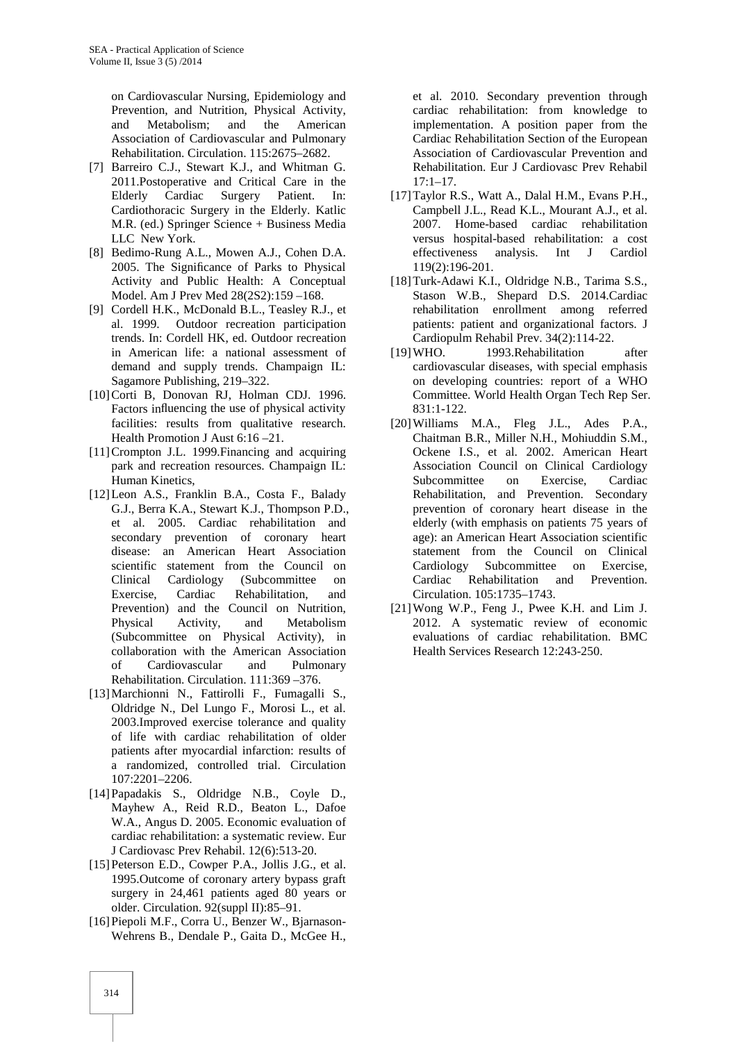on Cardiovascular Nursing, Epidemiology and Prevention, and Nutrition, Physical Activity, and Metabolism; and the American Association of Cardiovascular and Pulmonary Rehabilitation. Circulation. 115:2675–2682.

[7] Barreiro C.J., Stewart K.J., and Whitman G. 2011.Postoperative and Critical Care in the Elderly Cardiac Surgery Patient. In: Cardiothoracic Surgery in the Elderly. Katlic M.R. (ed.) Springer Science + Business Media LLC New York.

[8] Bedimo-Rung A.L., Mowen A.J., Cohen D.A. 2005. The Significance of Parks to Physical Activity and Public Health: A Conceptual Model. Am J Prev Med 28(2S2):159 –168.

[9] Cordell H.K., McDonald B.L., Teasley R.J., et al. 1999. Outdoor recreation participation trends. In: Cordell HK, ed. Outdoor recreation in American life: a national assessment of demand and supply trends. Champaign IL: Sagamore Publishing, 219–322.

[10] Corti B, Donovan RJ, Holman CDJ. 1996. Factors influencing the use of physical activity facilities: results from qualitative research. Health Promotion J Aust 6:16 –21.

[11] Crompton J.L. 1999.Financing and acquiring park and recreation resources. Champaign IL: Human Kinetics,

[12] Leon A.S., Franklin B.A., Costa F., Balady G.J., Berra K.A., Stewart K.J., Thompson P.D., et al. 2005. Cardiac rehabilitation and secondary prevention of coronary heart disease: an American Heart Association scientific statement from the Council on Clinical Cardiology (Subcommittee on Exercise, Cardiac Rehabilitation, and Prevention) and the Council on Nutrition, Physical Activity, and Metabolism (Subcommittee on Physical Activity), in collaboration with the American Association of Cardiovascular and Pulmonary Rehabilitation. Circulation. 111:369 –376.

[13] Marchionni N., Fattirolli F., Fumagalli S., Oldridge N., Del Lungo F., Morosi L., et al. 2003.Improved exercise tolerance and quality of life with cardiac rehabilitation of older patients after myocardial infarction: results of a randomized, controlled trial. Circulation 107:2201–2206.

[14] Papadakis S., Oldridge N.B., Coyle D., Mayhew A., Reid R.D., Beaton L., Dafoe W.A., Angus D. 2005. Economic evaluation of cardiac rehabilitation: a systematic review. Eur J Cardiovasc Prev Rehabil. 12(6):513-20.

[15] Peterson E.D., Cowper P.A., Jollis J.G., et al. 1995.Outcome of coronary artery bypass graft surgery in 24,461 patients aged 80 years or older. Circulation. 92(suppl II):85–91.

[16] Piepoli M.F., Corra U., Benzer W., Bjarnason-Wehrens B., Dendale P., Gaita D., McGee H., et al. 2010. Secondary prevention through cardiac rehabilitation: from knowledge to implementation. A position paper from the Cardiac Rehabilitation Section of the European Association of Cardiovascular Prevention and Rehabilitation. Eur J Cardiovasc Prev Rehabil 17:1–17.

[17] Taylor R.S., Watt A., Dalal H.M., Evans P.H., Campbell J.L., Read K.L., Mourant A.J., et al. 2007. Home-based cardiac rehabilitation versus hospital-based rehabilitation: a cost effectiveness analysis. Int J Cardiol 119(2):196-201.

[18] Turk-Adawi K.I., Oldridge N.B., Tarima S.S., Stason W.B., Shepard D.S. 2014.Cardiac rehabilitation enrollment among referred patients: patient and organizational factors. J Cardiopulm Rehabil Prev. 34(2):114-22.

[19] WHO. 1993.Rehabilitation after cardiovascular diseases, with special emphasis on developing countries: report of a WHO Committee. World Health Organ Tech Rep Ser. 831:1-122.

[20] Williams M.A., Fleg J.L., Ades P.A., Chaitman B.R., Miller N.H., Mohiuddin S.M., Ockene I.S., et al. 2002. American Heart Association Council on Clinical Cardiology Subcommittee on Exercise, Cardiac Rehabilitation, and Prevention. Secondary prevention of coronary heart disease in the elderly (with emphasis on patients 75 years of age): an American Heart Association scientific statement from the Council on Clinical Cardiology Subcommittee on Exercise, Cardiac Rehabilitation and Prevention. Circulation. 105:1735–1743.

[21] Wong W.P., Feng J., Pwee K.H. and Lim J. 2012. A systematic review of economic evaluations of cardiac rehabilitation. BMC Health Services Research 12:243-250.